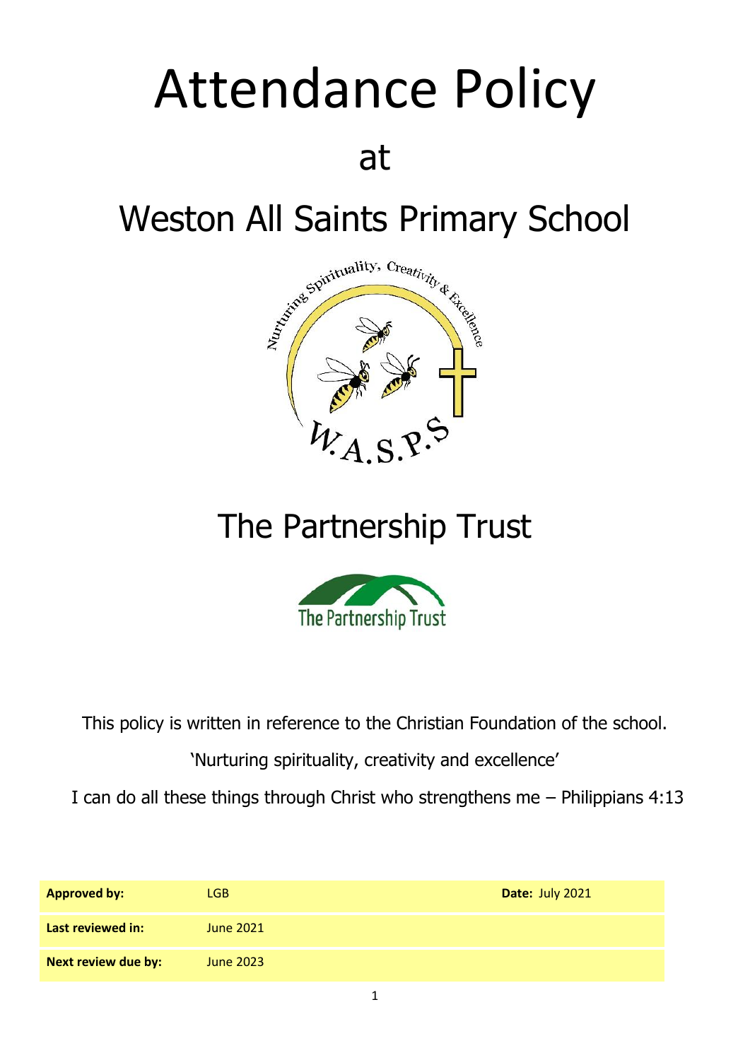# Attendance Policy

## at

# Weston All Saints Primary School

# The Partnership Trust

This policy is written in reference to the Christian Foundation of the school.

'Nurturing spirituality, creativity and excellence'

I can do all these things through Christ who strengthens me – Philippians 4:13

| **Approved by:** | LGB | **Date:** July 2021 |
|---|---|---|
| **Last reviewed in:** | June 2021 | |
| **Next review due by:** | June 2023 | |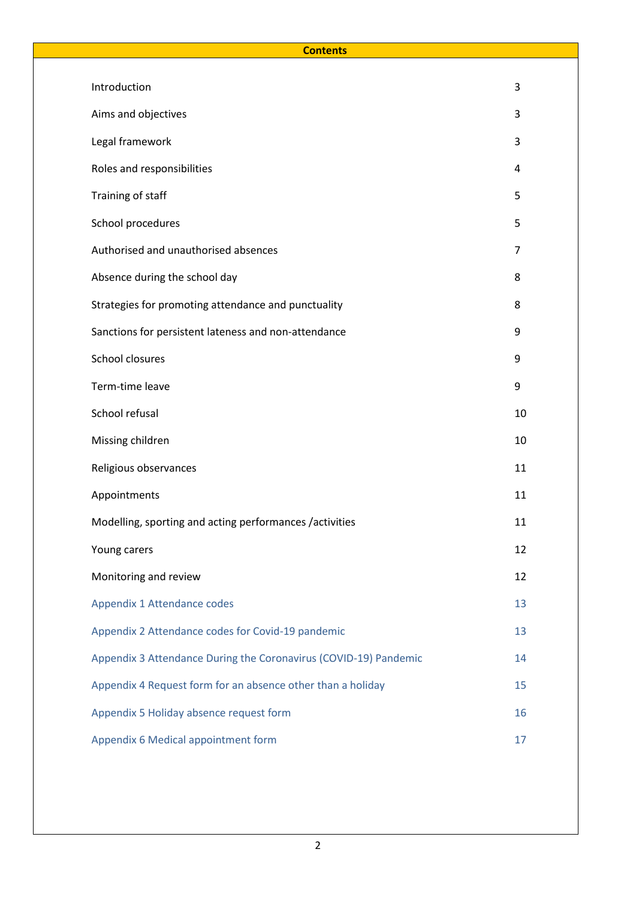# Contents

| | |
|---|---|
| Introduction | 3 |
| Aims and objectives | 3 |
| Legal framework | 3 |
| Roles and responsibilities | 4 |
| Training of staff | 5 |
| School procedures | 5 |
| Authorised and unauthorised absences | 7 |
| Absence during the school day | 8 |
| Strategies for promoting attendance and punctuality | 8 |
| Sanctions for persistent lateness and non-attendance | 9 |
| School closures | 9 |
| Term-time leave | 9 |
| School refusal | 10 |
| Missing children | 10 |
| Religious observances | 11 |
| Appointments | 11 |
| Modelling, sporting and acting performances /activities | 11 |
| Young carers | 12 |
| Monitoring and review | 12 |
| Appendix 1 Attendance codes | 13 |
| Appendix 2 Attendance codes for Covid-19 pandemic | 13 |
| Appendix 3 Attendance During the Coronavirus (COVID-19) Pandemic | 14 |
| Appendix 4 Request form for an absence other than a holiday | 15 |
| Appendix 5 Holiday absence request form | 16 |
| Appendix 6 Medical appointment form | 17 |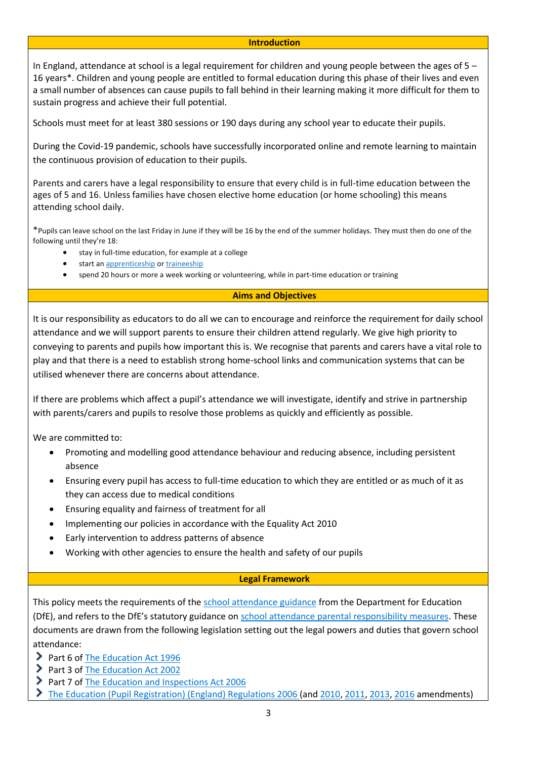## Introduction

In England, attendance at school is a legal requirement for children and young people between the ages of 5 – 16 years*. Children and young people are entitled to formal education during this phase of their lives and even a small number of absences can cause pupils to fall behind in their learning making it more difficult for them to sustain progress and achieve their full potential.

Schools must meet for at least 380 sessions or 190 days during any school year to educate their pupils.

During the Covid-19 pandemic, schools have successfully incorporated online and remote learning to maintain the continuous provision of education to their pupils.

Parents and carers have a legal responsibility to ensure that every child is in full-time education between the ages of 5 and 16. Unless families have chosen elective home education (or home schooling) this means attending school daily.

*Pupils can leave school on the last Friday in June if they will be 16 by the end of the summer holidays. They must then do one of the following until they're 18:

- stay in full-time education, for example at a college
- start an apprenticeship or traineeship
- spend 20 hours or more a week working or volunteering, while in part-time education or training

## Aims and Objectives

It is our responsibility as educators to do all we can to encourage and reinforce the requirement for daily school attendance and we will support parents to ensure their children attend regularly. We give high priority to conveying to parents and pupils how important this is. We recognise that parents and carers have a vital role to play and that there is a need to establish strong home-school links and communication systems that can be utilised whenever there are concerns about attendance.

If there are problems which affect a pupil's attendance we will investigate, identify and strive in partnership with parents/carers and pupils to resolve those problems as quickly and efficiently as possible.

We are committed to:

- Promoting and modelling good attendance behaviour and reducing absence, including persistent absence
- Ensuring every pupil has access to full-time education to which they are entitled or as much of it as they can access due to medical conditions
- Ensuring equality and fairness of treatment for all
- Implementing our policies in accordance with the Equality Act 2010
- Early intervention to address patterns of absence
- Working with other agencies to ensure the health and safety of our pupils

## Legal Framework

This policy meets the requirements of the school attendance guidance from the Department for Education (DfE), and refers to the DfE's statutory guidance on school attendance parental responsibility measures. These documents are drawn from the following legislation setting out the legal powers and duties that govern school attendance:

- Part 6 of The Education Act 1996
- Part 3 of The Education Act 2002
- Part 7 of The Education and Inspections Act 2006
- The Education (Pupil Registration) (England) Regulations 2006 (and 2010, 2011, 2013, 2016 amendments)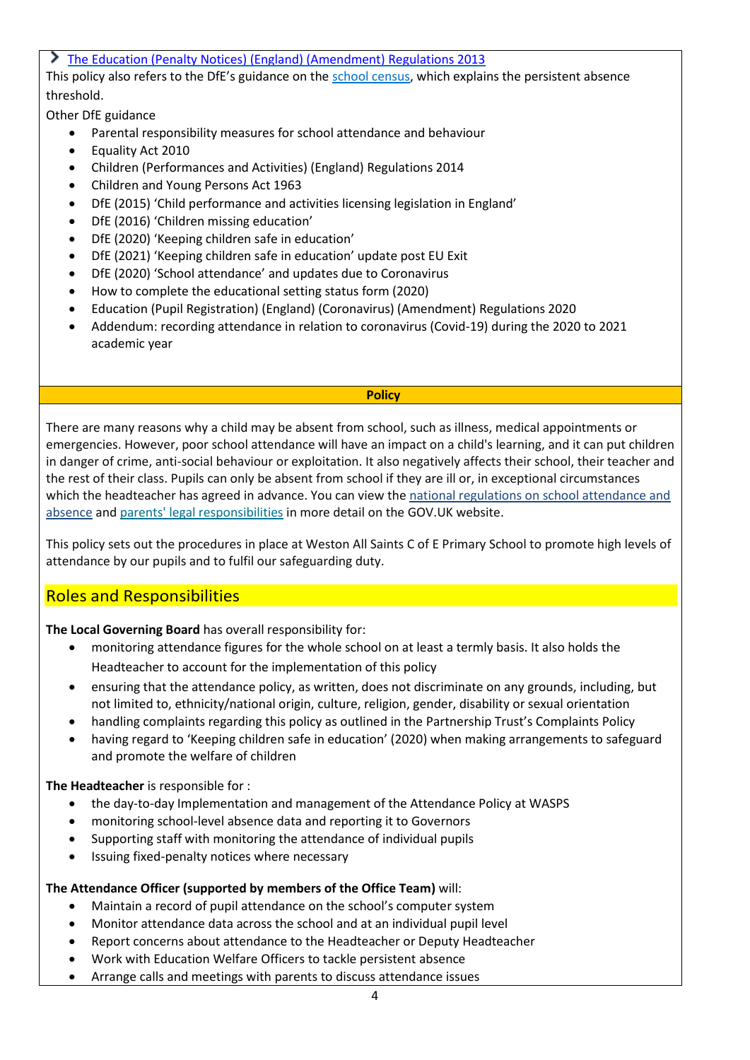- The Education (Penalty Notices) (England) (Amendment) Regulations 2013

This policy also refers to the DfE's guidance on the school census, which explains the persistent absence threshold.

Other DfE guidance

- Parental responsibility measures for school attendance and behaviour
- Equality Act 2010
- Children (Performances and Activities) (England) Regulations 2014
- Children and Young Persons Act 1963
- DfE (2015) 'Child performance and activities licensing legislation in England'
- DfE (2016) 'Children missing education'
- DfE (2020) 'Keeping children safe in education'
- DfE (2021) 'Keeping children safe in education' update post EU Exit
- DfE (2020) 'School attendance' and updates due to Coronavirus
- How to complete the educational setting status form (2020)
- Education (Pupil Registration) (England) (Coronavirus) (Amendment) Regulations 2020
- Addendum: recording attendance in relation to coronavirus (Covid-19) during the 2020 to 2021 academic year

## Policy

There are many reasons why a child may be absent from school, such as illness, medical appointments or emergencies. However, poor school attendance will have an impact on a child's learning, and it can put children in danger of crime, anti-social behaviour or exploitation. It also negatively affects their school, their teacher and the rest of their class. Pupils can only be absent from school if they are ill or, in exceptional circumstances which the headteacher has agreed in advance. You can view the national regulations on school attendance and absence and parents' legal responsibilities in more detail on the GOV.UK website.

This policy sets out the procedures in place at Weston All Saints C of E Primary School to promote high levels of attendance by our pupils and to fulfil our safeguarding duty.

## Roles and Responsibilities

**The Local Governing Board** has overall responsibility for:

- monitoring attendance figures for the whole school on at least a termly basis. It also holds the Headteacher to account for the implementation of this policy
- ensuring that the attendance policy, as written, does not discriminate on any grounds, including, but not limited to, ethnicity/national origin, culture, religion, gender, disability or sexual orientation
- handling complaints regarding this policy as outlined in the Partnership Trust's Complaints Policy
- having regard to 'Keeping children safe in education' (2020) when making arrangements to safeguard and promote the welfare of children

**The Headteacher** is responsible for :

- the day-to-day Implementation and management of the Attendance Policy at WASPS
- monitoring school-level absence data and reporting it to Governors
- Supporting staff with monitoring the attendance of individual pupils
- Issuing fixed-penalty notices where necessary

**The Attendance Officer (supported by members of the Office Team)** will:

- Maintain a record of pupil attendance on the school's computer system
- Monitor attendance data across the school and at an individual pupil level
- Report concerns about attendance to the Headteacher or Deputy Headteacher
- Work with Education Welfare Officers to tackle persistent absence
- Arrange calls and meetings with parents to discuss attendance issues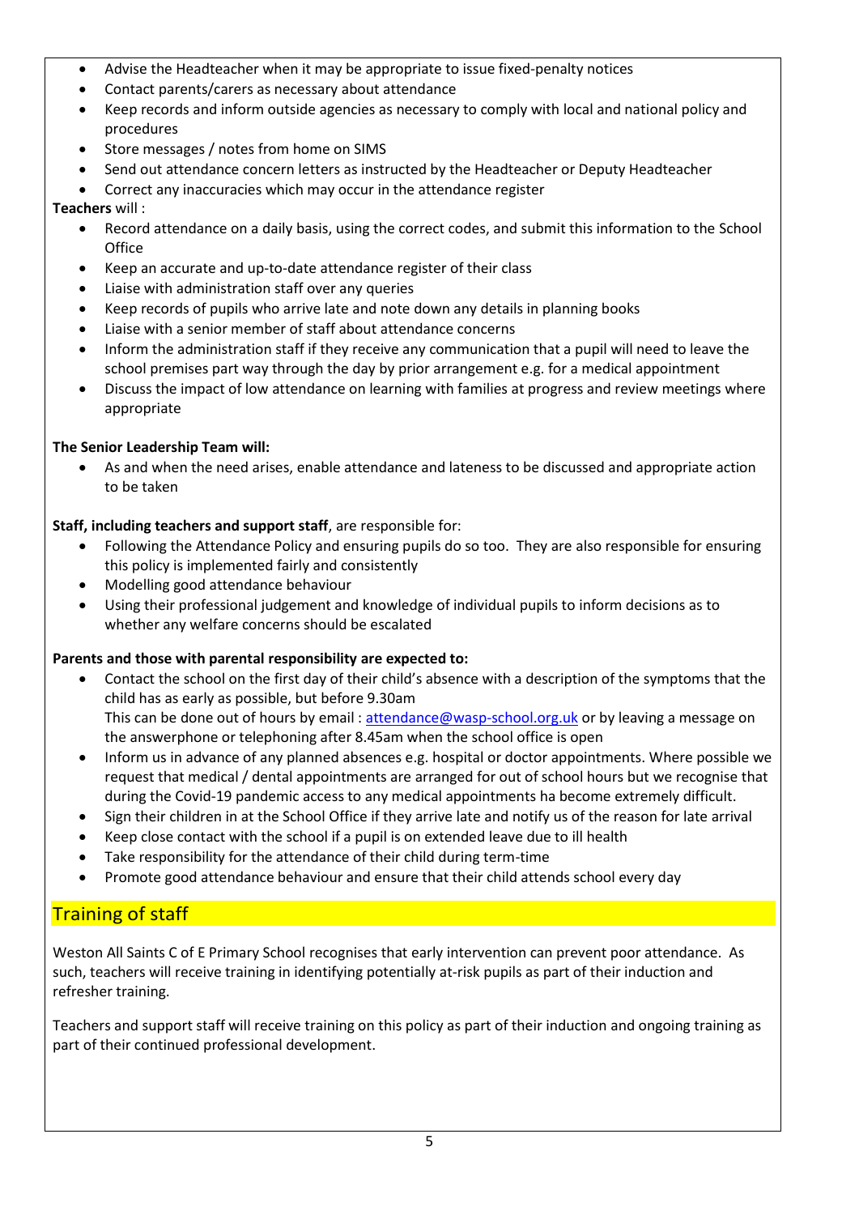- Advise the Headteacher when it may be appropriate to issue fixed-penalty notices
- Contact parents/carers as necessary about attendance
- Keep records and inform outside agencies as necessary to comply with local and national policy and procedures
- Store messages / notes from home on SIMS
- Send out attendance concern letters as instructed by the Headteacher or Deputy Headteacher
- Correct any inaccuracies which may occur in the attendance register

**Teachers** will :

- Record attendance on a daily basis, using the correct codes, and submit this information to the School Office
- Keep an accurate and up-to-date attendance register of their class
- Liaise with administration staff over any queries
- Keep records of pupils who arrive late and note down any details in planning books
- Liaise with a senior member of staff about attendance concerns
- Inform the administration staff if they receive any communication that a pupil will need to leave the school premises part way through the day by prior arrangement e.g. for a medical appointment
- Discuss the impact of low attendance on learning with families at progress and review meetings where appropriate

**The Senior Leadership Team will:**

- As and when the need arises, enable attendance and lateness to be discussed and appropriate action to be taken

**Staff, including teachers and support staff**, are responsible for:

- Following the Attendance Policy and ensuring pupils do so too. They are also responsible for ensuring this policy is implemented fairly and consistently
- Modelling good attendance behaviour
- Using their professional judgement and knowledge of individual pupils to inform decisions as to whether any welfare concerns should be escalated

**Parents and those with parental responsibility are expected to:**

- Contact the school on the first day of their child's absence with a description of the symptoms that the child has as early as possible, but before 9.30am
  This can be done out of hours by email : attendance@wasp-school.org.uk or by leaving a message on the answerphone or telephoning after 8.45am when the school office is open
- Inform us in advance of any planned absences e.g. hospital or doctor appointments. Where possible we request that medical / dental appointments are arranged for out of school hours but we recognise that during the Covid-19 pandemic access to any medical appointments ha become extremely difficult.
- Sign their children in at the School Office if they arrive late and notify us of the reason for late arrival
- Keep close contact with the school if a pupil is on extended leave due to ill health
- Take responsibility for the attendance of their child during term-time
- Promote good attendance behaviour and ensure that their child attends school every day

## Training of staff

Weston All Saints C of E Primary School recognises that early intervention can prevent poor attendance. As such, teachers will receive training in identifying potentially at-risk pupils as part of their induction and refresher training.

Teachers and support staff will receive training on this policy as part of their induction and ongoing training as part of their continued professional development.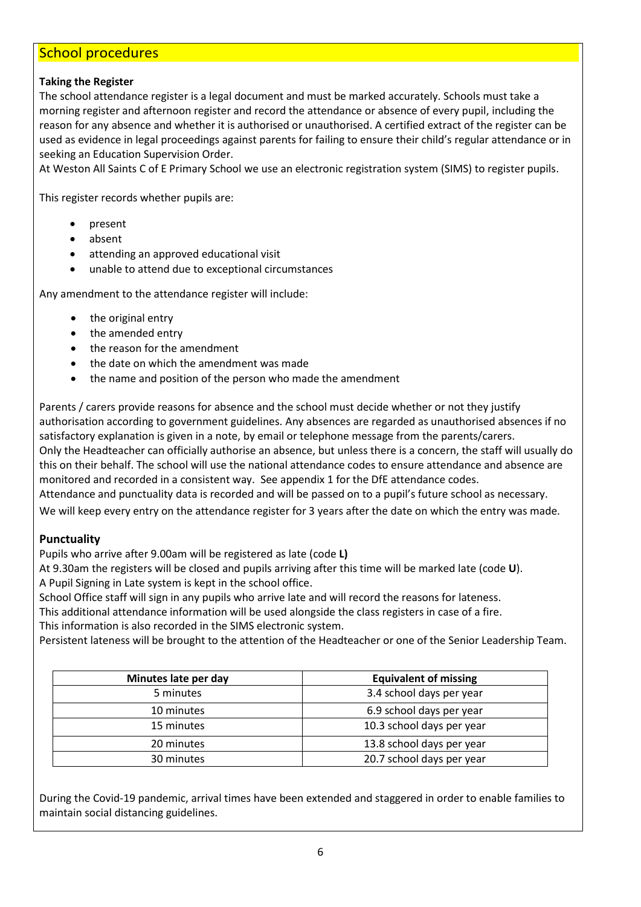## School procedures

**Taking the Register**

The school attendance register is a legal document and must be marked accurately. Schools must take a morning register and afternoon register and record the attendance or absence of every pupil, including the reason for any absence and whether it is authorised or unauthorised. A certified extract of the register can be used as evidence in legal proceedings against parents for failing to ensure their child's regular attendance or in seeking an Education Supervision Order.

At Weston All Saints C of E Primary School we use an electronic registration system (SIMS) to register pupils.

This register records whether pupils are:

- present
- absent
- attending an approved educational visit
- unable to attend due to exceptional circumstances

Any amendment to the attendance register will include:

- the original entry
- the amended entry
- the reason for the amendment
- the date on which the amendment was made
- the name and position of the person who made the amendment

Parents / carers provide reasons for absence and the school must decide whether or not they justify authorisation according to government guidelines. Any absences are regarded as unauthorised absences if no satisfactory explanation is given in a note, by email or telephone message from the parents/carers.

Only the Headteacher can officially authorise an absence, but unless there is a concern, the staff will usually do this on their behalf. The school will use the national attendance codes to ensure attendance and absence are monitored and recorded in a consistent way. See appendix 1 for the DfE attendance codes.

Attendance and punctuality data is recorded and will be passed on to a pupil's future school as necessary.

We will keep every entry on the attendance register for 3 years after the date on which the entry was made.

### Punctuality

Pupils who arrive after 9.00am will be registered as late (code **L)**

At 9.30am the registers will be closed and pupils arriving after this time will be marked late (code **U**).

A Pupil Signing in Late system is kept in the school office.

School Office staff will sign in any pupils who arrive late and will record the reasons for lateness.

This additional attendance information will be used alongside the class registers in case of a fire.

This information is also recorded in the SIMS electronic system.

Persistent lateness will be brought to the attention of the Headteacher or one of the Senior Leadership Team.

| Minutes late per day | Equivalent of missing |
|---|---|
| 5 minutes | 3.4 school days per year |
| 10 minutes | 6.9 school days per year |
| 15 minutes | 10.3 school days per year |
| 20 minutes | 13.8 school days per year |
| 30 minutes | 20.7 school days per year |

During the Covid-19 pandemic, arrival times have been extended and staggered in order to enable families to maintain social distancing guidelines.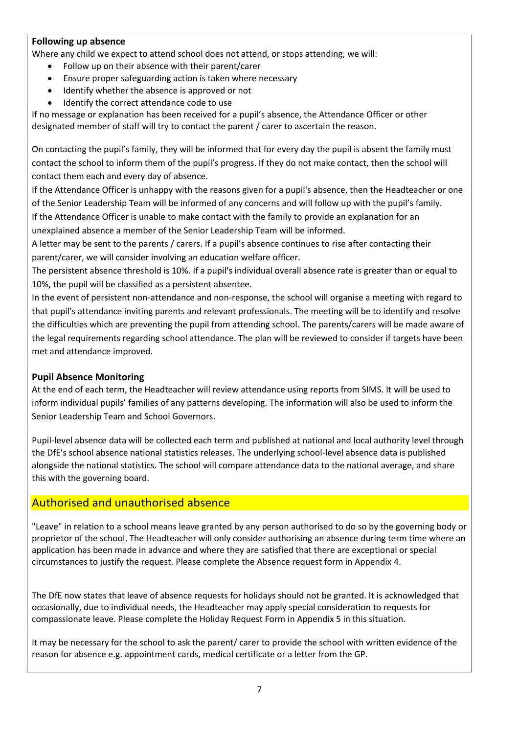**Following up absence**

Where any child we expect to attend school does not attend, or stops attending, we will:

- Follow up on their absence with their parent/carer
- Ensure proper safeguarding action is taken where necessary
- Identify whether the absence is approved or not
- Identify the correct attendance code to use

If no message or explanation has been received for a pupil's absence, the Attendance Officer or other designated member of staff will try to contact the parent / carer to ascertain the reason.

On contacting the pupil's family, they will be informed that for every day the pupil is absent the family must contact the school to inform them of the pupil's progress. If they do not make contact, then the school will contact them each and every day of absence.

If the Attendance Officer is unhappy with the reasons given for a pupil's absence, then the Headteacher or one of the Senior Leadership Team will be informed of any concerns and will follow up with the pupil's family.

If the Attendance Officer is unable to make contact with the family to provide an explanation for an unexplained absence a member of the Senior Leadership Team will be informed.

A letter may be sent to the parents / carers. If a pupil's absence continues to rise after contacting their parent/carer, we will consider involving an education welfare officer.

The persistent absence threshold is 10%. If a pupil's individual overall absence rate is greater than or equal to 10%, the pupil will be classified as a persistent absentee.

In the event of persistent non-attendance and non-response, the school will organise a meeting with regard to that pupil's attendance inviting parents and relevant professionals. The meeting will be to identify and resolve the difficulties which are preventing the pupil from attending school. The parents/carers will be made aware of the legal requirements regarding school attendance. The plan will be reviewed to consider if targets have been met and attendance improved.

**Pupil Absence Monitoring**

At the end of each term, the Headteacher will review attendance using reports from SIMS. It will be used to inform individual pupils' families of any patterns developing. The information will also be used to inform the Senior Leadership Team and School Governors.

Pupil-level absence data will be collected each term and published at national and local authority level through the DfE's school absence national statistics releases. The underlying school-level absence data is published alongside the national statistics. The school will compare attendance data to the national average, and share this with the governing board.

## Authorised and unauthorised absence

"Leave" in relation to a school means leave granted by any person authorised to do so by the governing body or proprietor of the school. The Headteacher will only consider authorising an absence during term time where an application has been made in advance and where they are satisfied that there are exceptional or special circumstances to justify the request. Please complete the Absence request form in Appendix 4.

The DfE now states that leave of absence requests for holidays should not be granted. It is acknowledged that occasionally, due to individual needs, the Headteacher may apply special consideration to requests for compassionate leave. Please complete the Holiday Request Form in Appendix 5 in this situation.

It may be necessary for the school to ask the parent/ carer to provide the school with written evidence of the reason for absence e.g. appointment cards, medical certificate or a letter from the GP.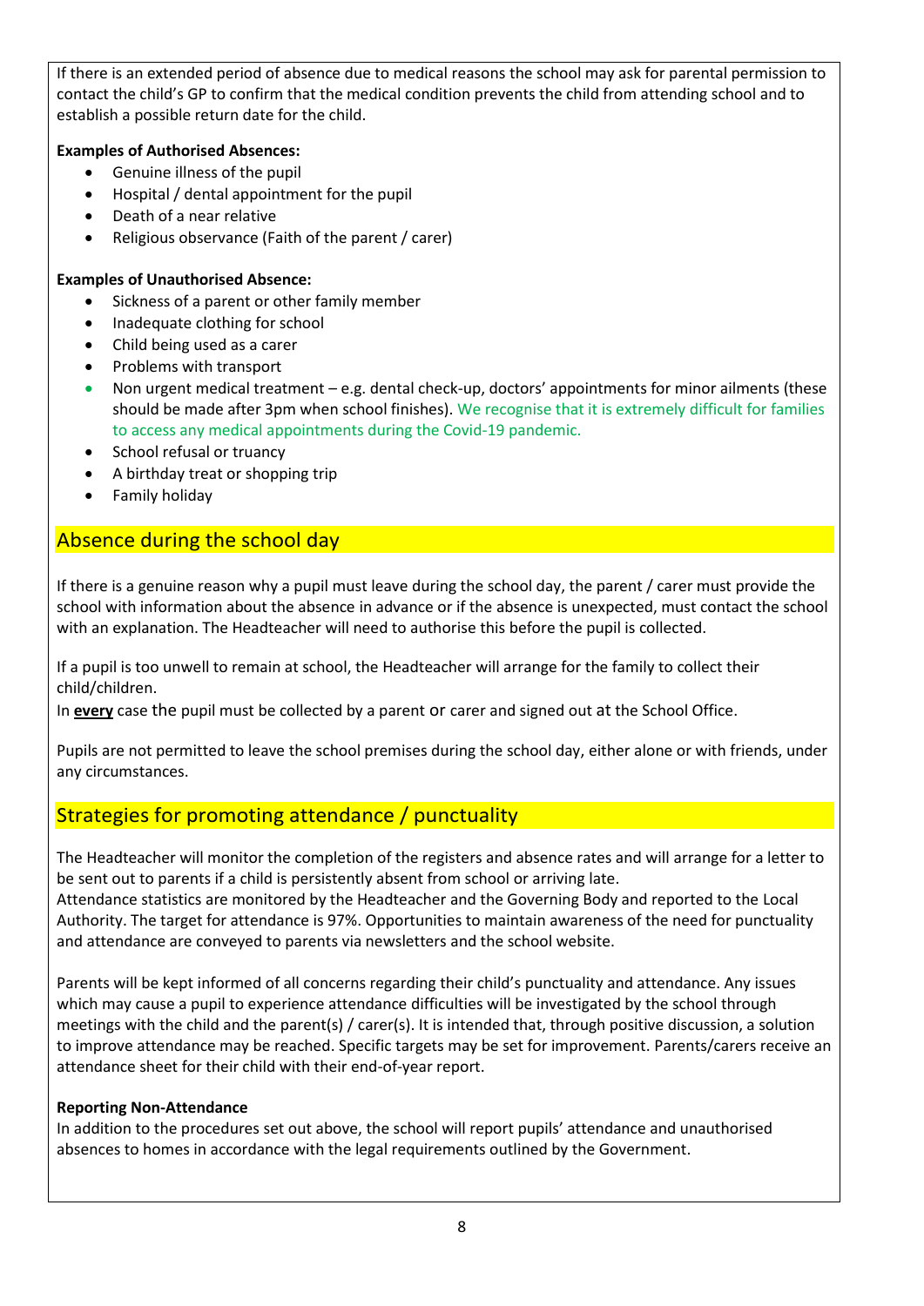If there is an extended period of absence due to medical reasons the school may ask for parental permission to contact the child's GP to confirm that the medical condition prevents the child from attending school and to establish a possible return date for the child.

**Examples of Authorised Absences:**

- Genuine illness of the pupil
- Hospital / dental appointment for the pupil
- Death of a near relative
- Religious observance (Faith of the parent / carer)

**Examples of Unauthorised Absence:**

- Sickness of a parent or other family member
- Inadequate clothing for school
- Child being used as a carer
- Problems with transport
- Non urgent medical treatment – e.g. dental check-up, doctors' appointments for minor ailments (these should be made after 3pm when school finishes). We recognise that it is extremely difficult for families to access any medical appointments during the Covid-19 pandemic.
- School refusal or truancy
- A birthday treat or shopping trip
- Family holiday

## Absence during the school day

If there is a genuine reason why a pupil must leave during the school day, the parent / carer must provide the school with information about the absence in advance or if the absence is unexpected, must contact the school with an explanation. The Headteacher will need to authorise this before the pupil is collected.

If a pupil is too unwell to remain at school, the Headteacher will arrange for the family to collect their child/children.
In **every** case the pupil must be collected by a parent or carer and signed out at the School Office.

Pupils are not permitted to leave the school premises during the school day, either alone or with friends, under any circumstances.

## Strategies for promoting attendance / punctuality

The Headteacher will monitor the completion of the registers and absence rates and will arrange for a letter to be sent out to parents if a child is persistently absent from school or arriving late.
Attendance statistics are monitored by the Headteacher and the Governing Body and reported to the Local Authority. The target for attendance is 97%. Opportunities to maintain awareness of the need for punctuality and attendance are conveyed to parents via newsletters and the school website.

Parents will be kept informed of all concerns regarding their child's punctuality and attendance. Any issues which may cause a pupil to experience attendance difficulties will be investigated by the school through meetings with the child and the parent(s) / carer(s). It is intended that, through positive discussion, a solution to improve attendance may be reached. Specific targets may be set for improvement. Parents/carers receive an attendance sheet for their child with their end-of-year report.

**Reporting Non-Attendance**
In addition to the procedures set out above, the school will report pupils' attendance and unauthorised absences to homes in accordance with the legal requirements outlined by the Government.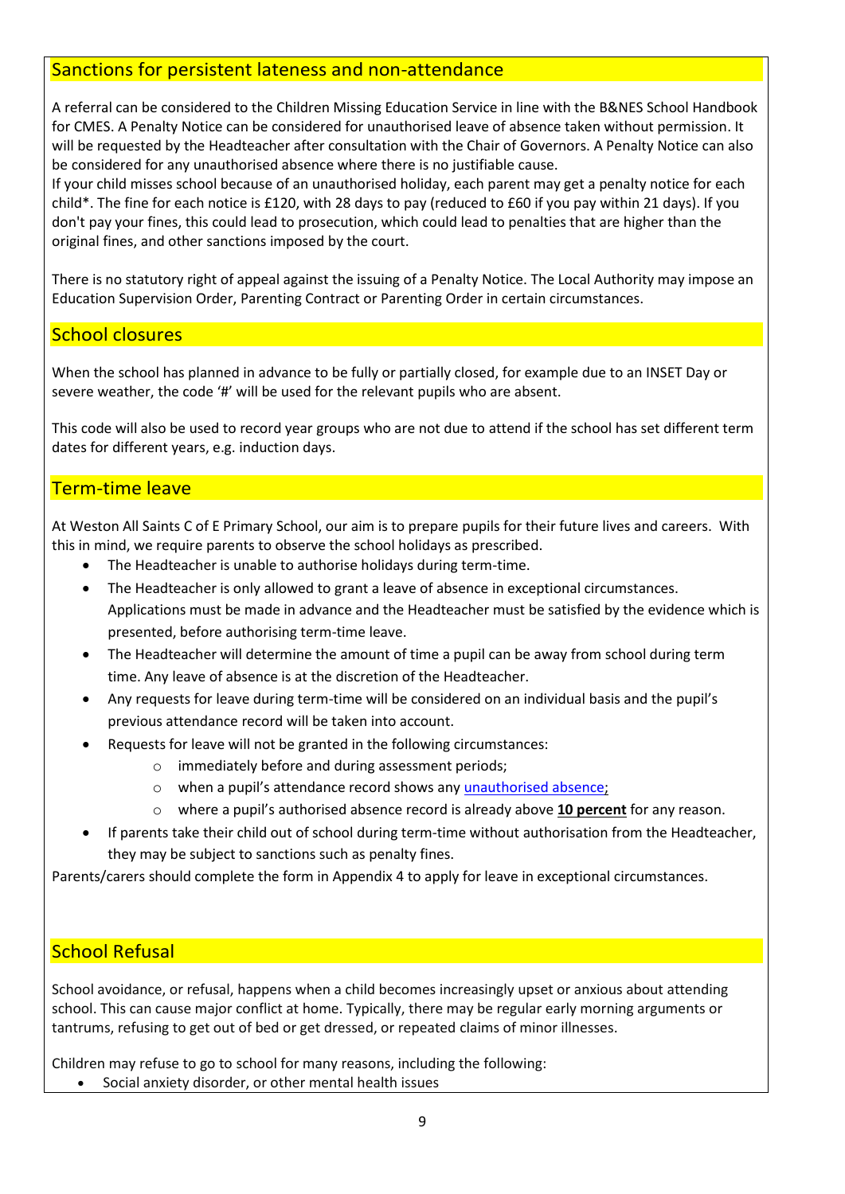## Sanctions for persistent lateness and non-attendance

A referral can be considered to the Children Missing Education Service in line with the B&NES School Handbook for CMES. A Penalty Notice can be considered for unauthorised leave of absence taken without permission. It will be requested by the Headteacher after consultation with the Chair of Governors. A Penalty Notice can also be considered for any unauthorised absence where there is no justifiable cause.

If your child misses school because of an unauthorised holiday, each parent may get a penalty notice for each child*. The fine for each notice is £120, with 28 days to pay (reduced to £60 if you pay within 21 days). If you don't pay your fines, this could lead to prosecution, which could lead to penalties that are higher than the original fines, and other sanctions imposed by the court.

There is no statutory right of appeal against the issuing of a Penalty Notice. The Local Authority may impose an Education Supervision Order, Parenting Contract or Parenting Order in certain circumstances.

## School closures

When the school has planned in advance to be fully or partially closed, for example due to an INSET Day or severe weather, the code '#' will be used for the relevant pupils who are absent.

This code will also be used to record year groups who are not due to attend if the school has set different term dates for different years, e.g. induction days.

## Term-time leave

At Weston All Saints C of E Primary School, our aim is to prepare pupils for their future lives and careers. With this in mind, we require parents to observe the school holidays as prescribed.

- The Headteacher is unable to authorise holidays during term-time.
- The Headteacher is only allowed to grant a leave of absence in exceptional circumstances. Applications must be made in advance and the Headteacher must be satisfied by the evidence which is presented, before authorising term-time leave.
- The Headteacher will determine the amount of time a pupil can be away from school during term time. Any leave of absence is at the discretion of the Headteacher.
- Any requests for leave during term-time will be considered on an individual basis and the pupil's previous attendance record will be taken into account.
- Requests for leave will not be granted in the following circumstances:
  - immediately before and during assessment periods;
  - when a pupil's attendance record shows any unauthorised absence;
  - where a pupil's authorised absence record is already above **10 percent** for any reason.
- If parents take their child out of school during term-time without authorisation from the Headteacher, they may be subject to sanctions such as penalty fines.

Parents/carers should complete the form in Appendix 4 to apply for leave in exceptional circumstances.

## School Refusal

School avoidance, or refusal, happens when a child becomes increasingly upset or anxious about attending school. This can cause major conflict at home. Typically, there may be regular early morning arguments or tantrums, refusing to get out of bed or get dressed, or repeated claims of minor illnesses.

Children may refuse to go to school for many reasons, including the following:

- Social anxiety disorder, or other mental health issues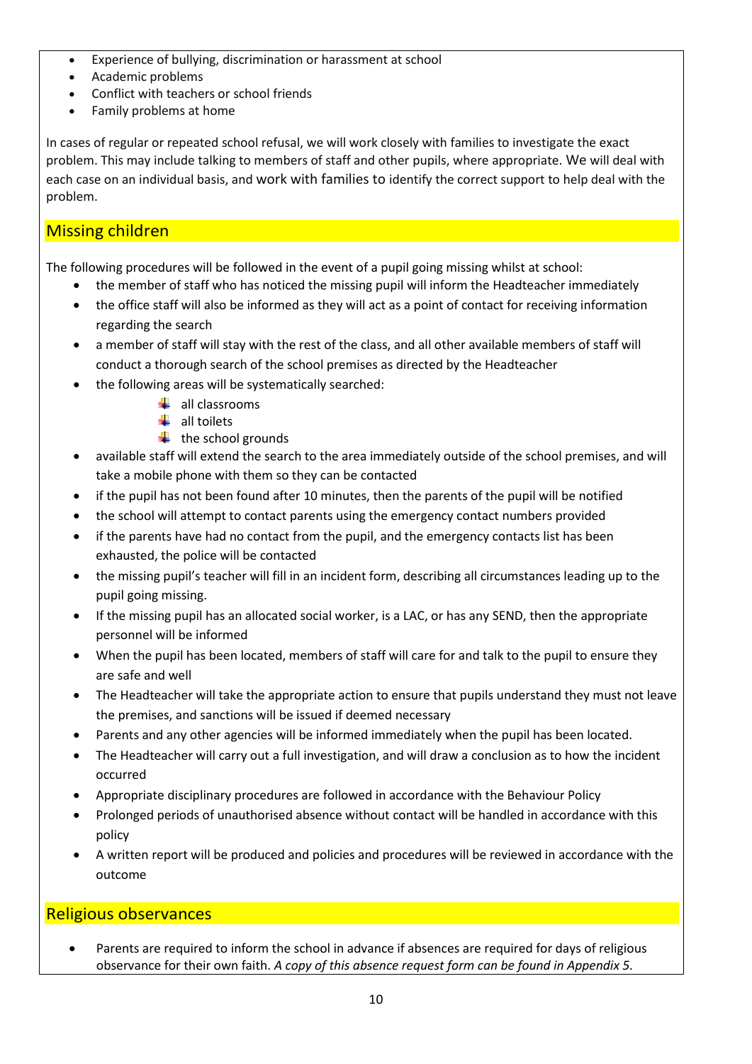- Experience of bullying, discrimination or harassment at school
- Academic problems
- Conflict with teachers or school friends
- Family problems at home

In cases of regular or repeated school refusal, we will work closely with families to investigate the exact problem. This may include talking to members of staff and other pupils, where appropriate. We will deal with each case on an individual basis, and work with families to identify the correct support to help deal with the problem.

## Missing children

The following procedures will be followed in the event of a pupil going missing whilst at school:

- the member of staff who has noticed the missing pupil will inform the Headteacher immediately
- the office staff will also be informed as they will act as a point of contact for receiving information regarding the search
- a member of staff will stay with the rest of the class, and all other available members of staff will conduct a thorough search of the school premises as directed by the Headteacher
- the following areas will be systematically searched:
  - all classrooms
  - all toilets
  - the school grounds
- available staff will extend the search to the area immediately outside of the school premises, and will take a mobile phone with them so they can be contacted
- if the pupil has not been found after 10 minutes, then the parents of the pupil will be notified
- the school will attempt to contact parents using the emergency contact numbers provided
- if the parents have had no contact from the pupil, and the emergency contacts list has been exhausted, the police will be contacted
- the missing pupil's teacher will fill in an incident form, describing all circumstances leading up to the pupil going missing.
- If the missing pupil has an allocated social worker, is a LAC, or has any SEND, then the appropriate personnel will be informed
- When the pupil has been located, members of staff will care for and talk to the pupil to ensure they are safe and well
- The Headteacher will take the appropriate action to ensure that pupils understand they must not leave the premises, and sanctions will be issued if deemed necessary
- Parents and any other agencies will be informed immediately when the pupil has been located.
- The Headteacher will carry out a full investigation, and will draw a conclusion as to how the incident occurred
- Appropriate disciplinary procedures are followed in accordance with the Behaviour Policy
- Prolonged periods of unauthorised absence without contact will be handled in accordance with this policy
- A written report will be produced and policies and procedures will be reviewed in accordance with the outcome

## Religious observances

- Parents are required to inform the school in advance if absences are required for days of religious observance for their own faith. *A copy of this absence request form can be found in Appendix 5.*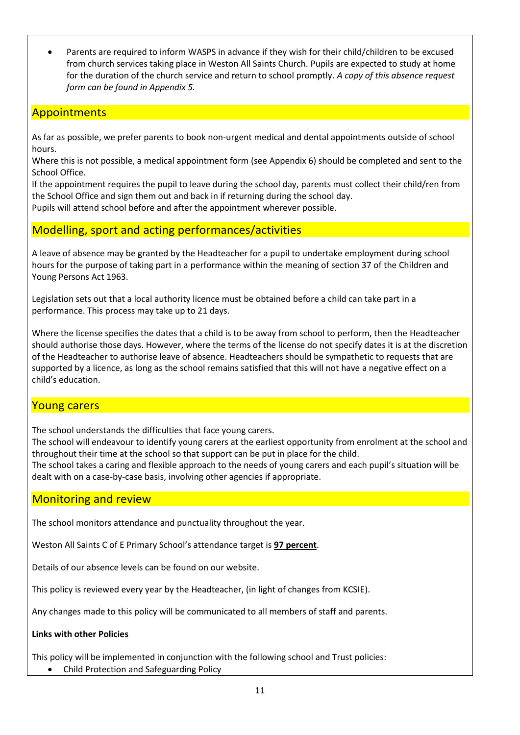- Parents are required to inform WASPS in advance if they wish for their child/children to be excused from church services taking place in Weston All Saints Church. Pupils are expected to study at home for the duration of the church service and return to school promptly. *A copy of this absence request form can be found in Appendix 5.*

## Appointments

As far as possible, we prefer parents to book non-urgent medical and dental appointments outside of school hours.
Where this is not possible, a medical appointment form (see Appendix 6) should be completed and sent to the School Office.
If the appointment requires the pupil to leave during the school day, parents must collect their child/ren from the School Office and sign them out and back in if returning during the school day.
Pupils will attend school before and after the appointment wherever possible.

## Modelling, sport and acting performances/activities

A leave of absence may be granted by the Headteacher for a pupil to undertake employment during school hours for the purpose of taking part in a performance within the meaning of section 37 of the Children and Young Persons Act 1963.

Legislation sets out that a local authority licence must be obtained before a child can take part in a performance. This process may take up to 21 days.

Where the license specifies the dates that a child is to be away from school to perform, then the Headteacher should authorise those days. However, where the terms of the license do not specify dates it is at the discretion of the Headteacher to authorise leave of absence. Headteachers should be sympathetic to requests that are supported by a licence, as long as the school remains satisfied that this will not have a negative effect on a child's education.

## Young carers

The school understands the difficulties that face young carers.
The school will endeavour to identify young carers at the earliest opportunity from enrolment at the school and throughout their time at the school so that support can be put in place for the child.
The school takes a caring and flexible approach to the needs of young carers and each pupil's situation will be dealt with on a case-by-case basis, involving other agencies if appropriate.

## Monitoring and review

The school monitors attendance and punctuality throughout the year.

Weston All Saints C of E Primary School's attendance target is **97 percent**.

Details of our absence levels can be found on our website.

This policy is reviewed every year by the Headteacher, (in light of changes from KCSIE).

Any changes made to this policy will be communicated to all members of staff and parents.

**Links with other Policies**

This policy will be implemented in conjunction with the following school and Trust policies:

- Child Protection and Safeguarding Policy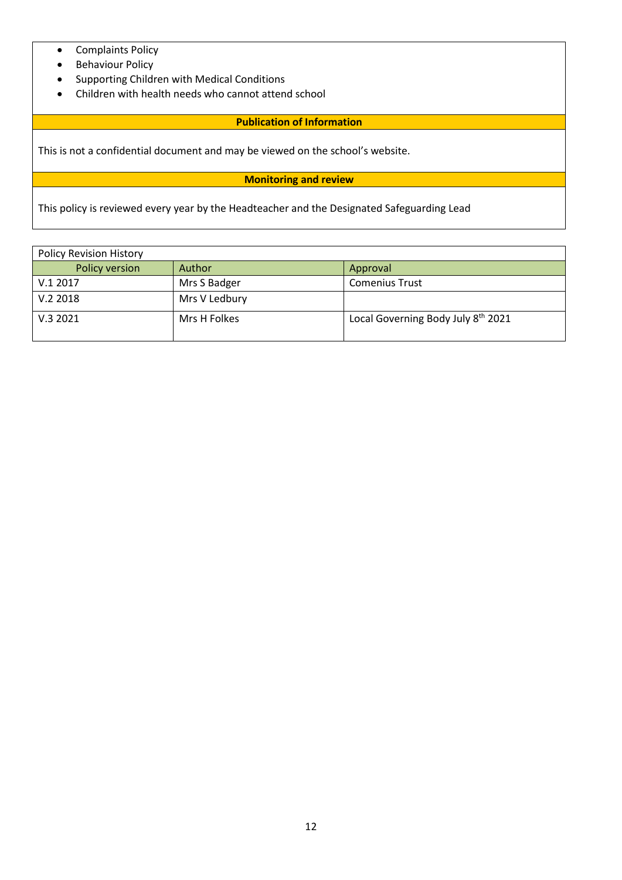- Complaints Policy
- Behaviour Policy
- Supporting Children with Medical Conditions
- Children with health needs who cannot attend school

**Publication of Information**

This is not a confidential document and may be viewed on the school's website.

**Monitoring and review**

This policy is reviewed every year by the Headteacher and the Designated Safeguarding Lead

| Policy Revision History | | |
|---|---|---|
| Policy version | Author | Approval |
| V.1 2017 | Mrs S Badger | Comenius Trust |
| V.2 2018 | Mrs V Ledbury | |
| V.3 2021 | Mrs H Folkes | Local Governing Body July 8th 2021 |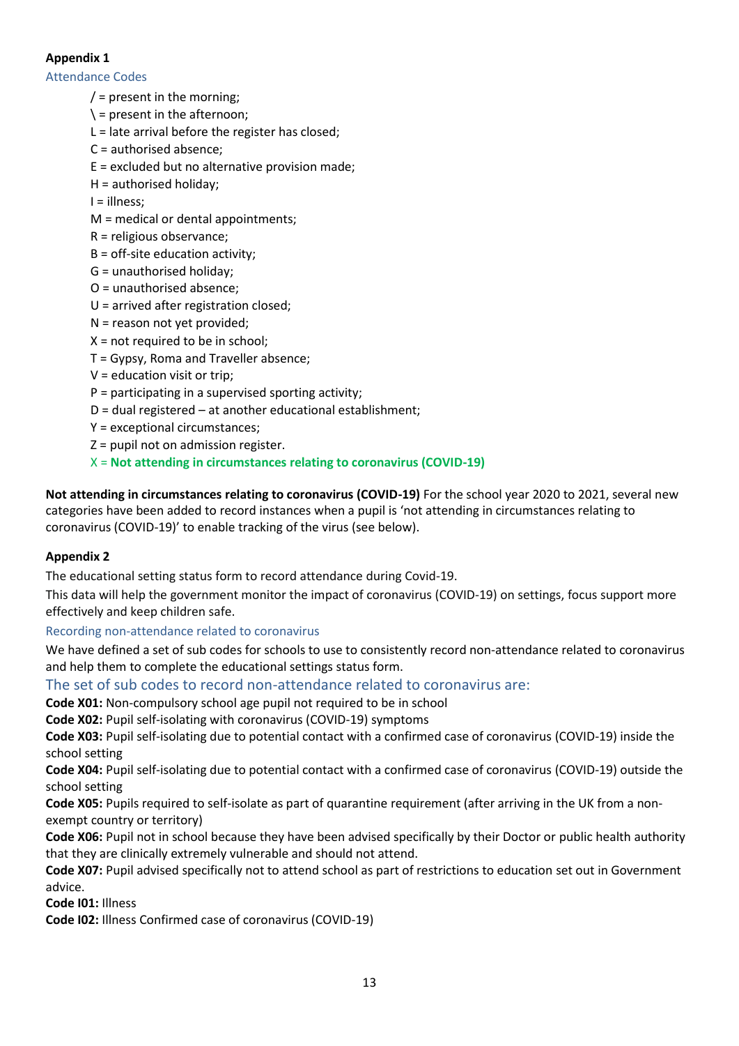**Appendix 1**

### Attendance Codes

- / = present in the morning;
- \ = present in the afternoon;
- L = late arrival before the register has closed;
- C = authorised absence;
- E = excluded but no alternative provision made;
- H = authorised holiday;
- I = illness;
- M = medical or dental appointments;
- R = religious observance;
- B = off-site education activity;
- G = unauthorised holiday;
- O = unauthorised absence;
- U = arrived after registration closed;
- N = reason not yet provided;
- X = not required to be in school;
- T = Gypsy, Roma and Traveller absence;
- V = education visit or trip;
- P = participating in a supervised sporting activity;
- D = dual registered – at another educational establishment;
- Y = exceptional circumstances;
- Z = pupil not on admission register.
- X = **Not attending in circumstances relating to coronavirus (COVID-19)**

**Not attending in circumstances relating to coronavirus (COVID-19)** For the school year 2020 to 2021, several new categories have been added to record instances when a pupil is 'not attending in circumstances relating to coronavirus (COVID-19)' to enable tracking of the virus (see below).

**Appendix 2**

The educational setting status form to record attendance during Covid-19.

This data will help the government monitor the impact of coronavirus (COVID-19) on settings, focus support more effectively and keep children safe.

### Recording non-attendance related to coronavirus

We have defined a set of sub codes for schools to use to consistently record non-attendance related to coronavirus and help them to complete the educational settings status form.

## The set of sub codes to record non-attendance related to coronavirus are:

**Code X01:** Non-compulsory school age pupil not required to be in school
**Code X02:** Pupil self-isolating with coronavirus (COVID-19) symptoms
**Code X03:** Pupil self-isolating due to potential contact with a confirmed case of coronavirus (COVID-19) inside the school setting
**Code X04:** Pupil self-isolating due to potential contact with a confirmed case of coronavirus (COVID-19) outside the school setting
**Code X05:** Pupils required to self-isolate as part of quarantine requirement (after arriving in the UK from a non-exempt country or territory)
**Code X06:** Pupil not in school because they have been advised specifically by their Doctor or public health authority that they are clinically extremely vulnerable and should not attend.
**Code X07:** Pupil advised specifically not to attend school as part of restrictions to education set out in Government advice.
**Code I01:** Illness
**Code I02:** Illness Confirmed case of coronavirus (COVID-19)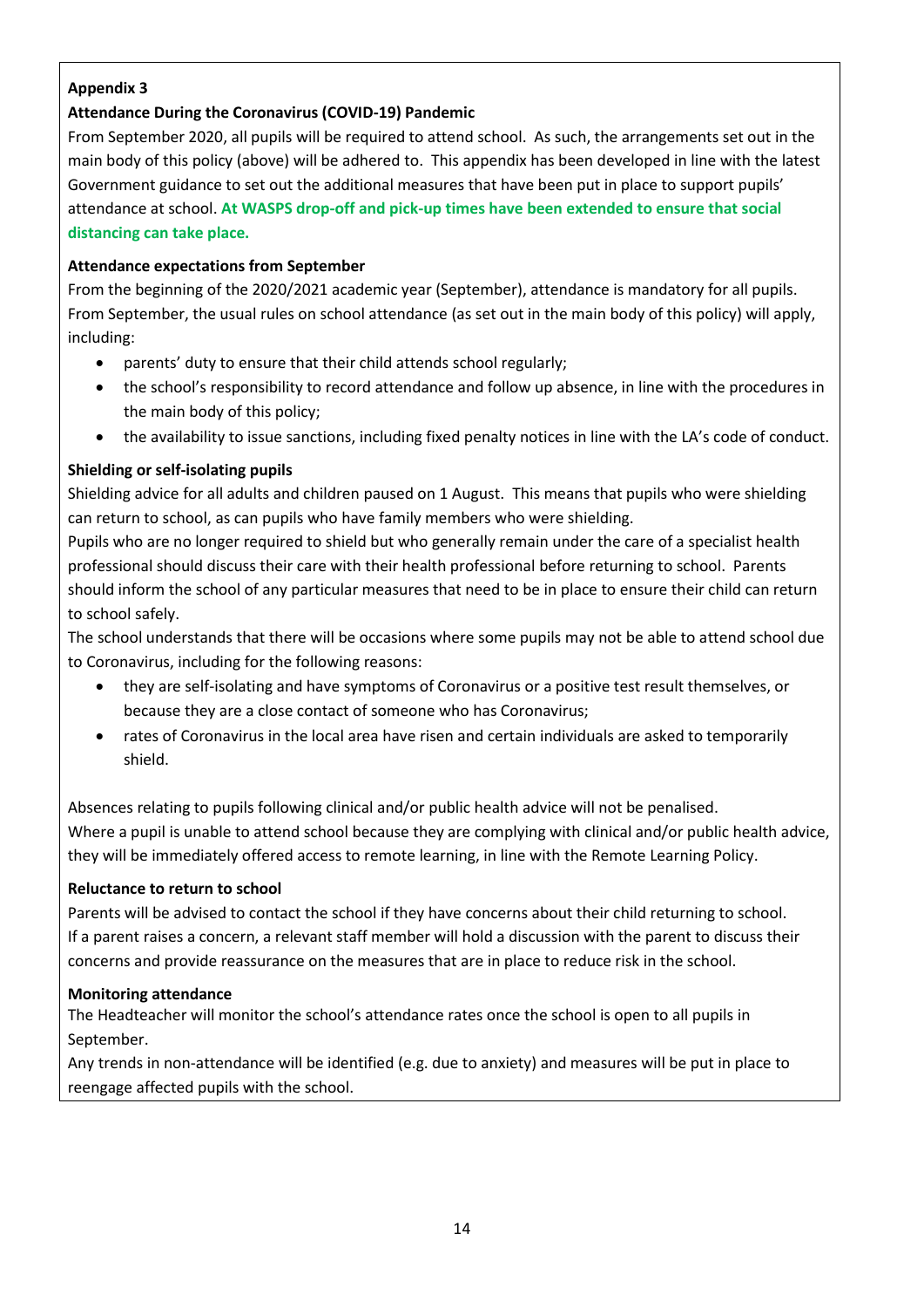**Appendix 3**

**Attendance During the Coronavirus (COVID-19) Pandemic**

From September 2020, all pupils will be required to attend school. As such, the arrangements set out in the main body of this policy (above) will be adhered to. This appendix has been developed in line with the latest Government guidance to set out the additional measures that have been put in place to support pupils' attendance at school. **At WASPS drop-off and pick-up times have been extended to ensure that social distancing can take place.**

**Attendance expectations from September**

From the beginning of the 2020/2021 academic year (September), attendance is mandatory for all pupils. From September, the usual rules on school attendance (as set out in the main body of this policy) will apply, including:

- parents' duty to ensure that their child attends school regularly;
- the school's responsibility to record attendance and follow up absence, in line with the procedures in the main body of this policy;
- the availability to issue sanctions, including fixed penalty notices in line with the LA's code of conduct.

**Shielding or self-isolating pupils**

Shielding advice for all adults and children paused on 1 August. This means that pupils who were shielding can return to school, as can pupils who have family members who were shielding.

Pupils who are no longer required to shield but who generally remain under the care of a specialist health professional should discuss their care with their health professional before returning to school. Parents should inform the school of any particular measures that need to be in place to ensure their child can return to school safely.

The school understands that there will be occasions where some pupils may not be able to attend school due to Coronavirus, including for the following reasons:

- they are self-isolating and have symptoms of Coronavirus or a positive test result themselves, or because they are a close contact of someone who has Coronavirus;
- rates of Coronavirus in the local area have risen and certain individuals are asked to temporarily shield.

Absences relating to pupils following clinical and/or public health advice will not be penalised.

Where a pupil is unable to attend school because they are complying with clinical and/or public health advice, they will be immediately offered access to remote learning, in line with the Remote Learning Policy.

**Reluctance to return to school**

Parents will be advised to contact the school if they have concerns about their child returning to school.

If a parent raises a concern, a relevant staff member will hold a discussion with the parent to discuss their concerns and provide reassurance on the measures that are in place to reduce risk in the school.

**Monitoring attendance**

The Headteacher will monitor the school's attendance rates once the school is open to all pupils in September.

Any trends in non-attendance will be identified (e.g. due to anxiety) and measures will be put in place to reengage affected pupils with the school.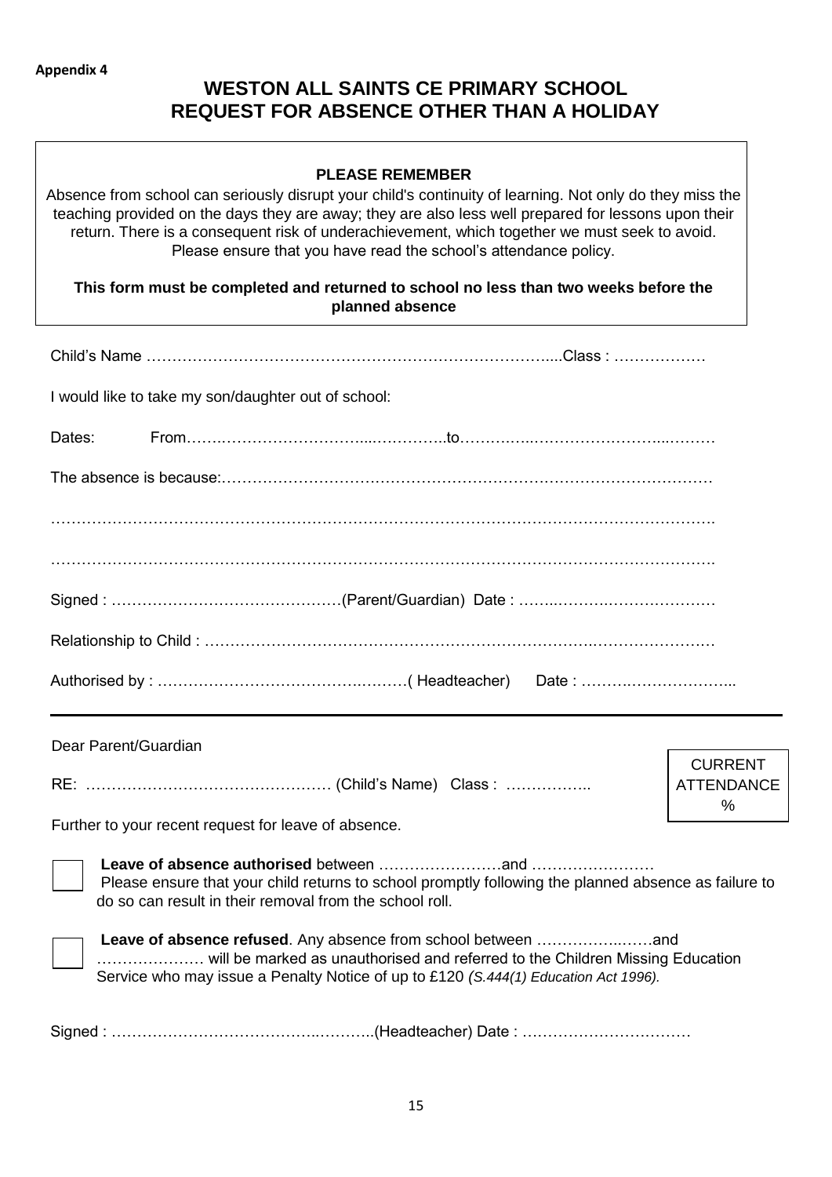**Appendix 4**

# WESTON ALL SAINTS CE PRIMARY SCHOOL
# REQUEST FOR ABSENCE OTHER THAN A HOLIDAY

**PLEASE REMEMBER**

Absence from school can seriously disrupt your child's continuity of learning. Not only do they miss the teaching provided on the days they are away; they are also less well prepared for lessons upon their return. There is a consequent risk of underachievement, which together we must seek to avoid. Please ensure that you have read the school's attendance policy.

**This form must be completed and returned to school no less than two weeks before the planned absence**

Child's Name …………………………………………………………………….....Class : ………………

I would like to take my son/daughter out of school:

Dates: From…….…………………………....…..………..to…………..…………………………...………

The absence is because:………………………………………………………………………………………

…………………………………………………………………………………………………………………….

…………………………………………………………………………………………………………………….

Signed : ………………………………………(Parent/Guardian) Date : ……..………….………………….

Relationship to Child : ………………….……………………………………………….…………………….…

Authorised by : ……………………………….…….…( Headteacher) Date : ……….………………...

---

Dear Parent/Guardian

RE: ………………………………………… (Child's Name) Class : ……………..

| CURRENT ATTENDANCE % |
|---|
| |

Further to your recent request for leave of absence.

☐ **Leave of absence authorised** between ……………………and ……………………
Please ensure that your child returns to school promptly following the planned absence as failure to do so can result in their removal from the school roll.

☐ **Leave of absence refused**. Any absence from school between ……………..……and ………………… will be marked as unauthorised and referred to the Children Missing Education Service who may issue a Penalty Notice of up to £120 *(S.444(1) Education Act 1996).*

Signed : ……………………………………..………..(Headteacher) Date : ……………………………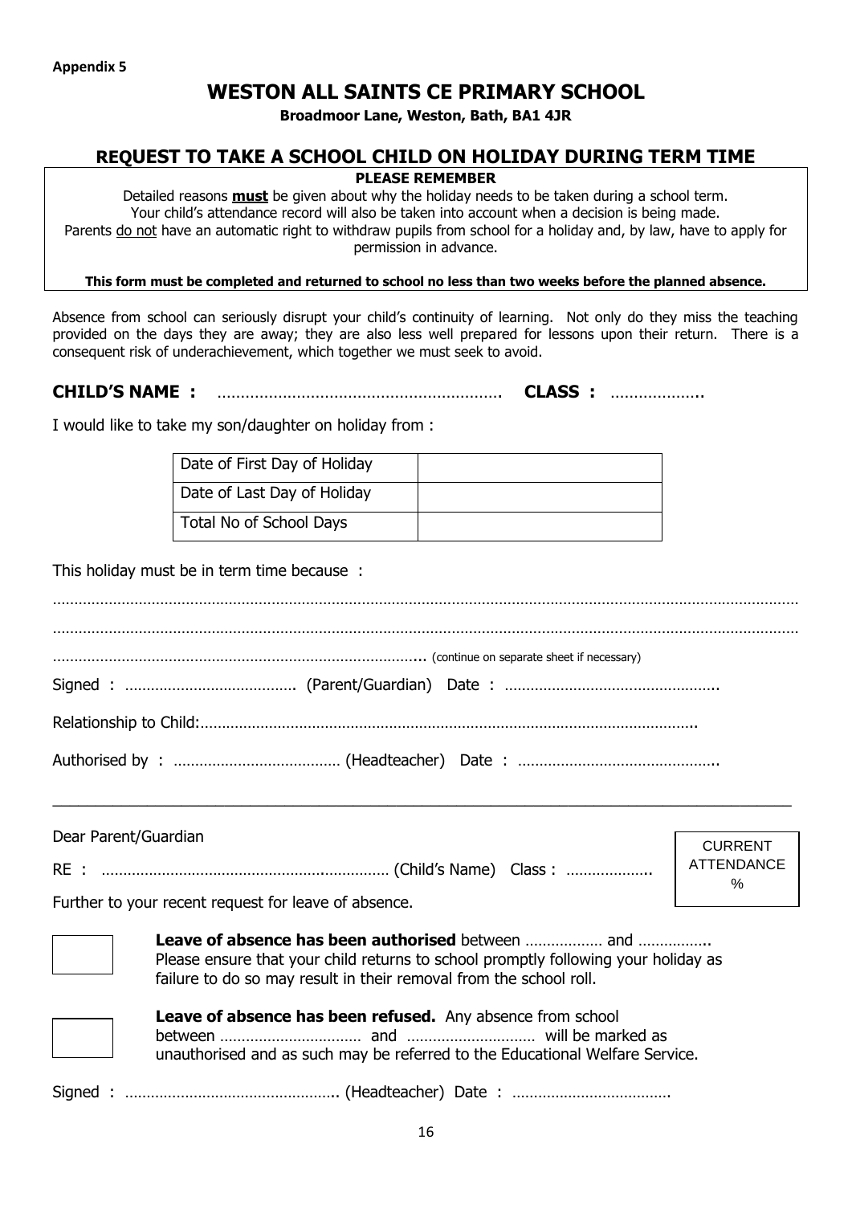**Appendix 5**

# WESTON ALL SAINTS CE PRIMARY SCHOOL

**Broadmoor Lane, Weston, Bath, BA1 4JR**

## REQUEST TO TAKE A SCHOOL CHILD ON HOLIDAY DURING TERM TIME

**PLEASE REMEMBER**

Detailed reasons **must** be given about why the holiday needs to be taken during a school term.
Your child's attendance record will also be taken into account when a decision is being made.
Parents do not have an automatic right to withdraw pupils from school for a holiday and, by law, have to apply for permission in advance.

**This form must be completed and returned to school no less than two weeks before the planned absence.**

Absence from school can seriously disrupt your child's continuity of learning. Not only do they miss the teaching provided on the days they are away; they are also less well prepared for lessons upon their return. There is a consequent risk of underachievement, which together we must seek to avoid.

**CHILD'S NAME :** ……………………………………………………. **CLASS :** ……………….

I would like to take my son/daughter on holiday from :

| Date of First Day of Holiday | |
|---|---|
| Date of Last Day of Holiday | |
| Total No of School Days | |

This holiday must be in term time because :

……………………………………………………………………………………………………………………………………………………

……………………………………………………………………………………………………………………………………………………

…………………………………………………………………………… (continue on separate sheet if necessary)

Signed : …………………………………. (Parent/Guardian) Date : …………………………………………..

Relationship to Child:……………………………………………………………………………………………………..

Authorised by : ………………………………… (Headteacher) Date : ………………………………………..

---

Dear Parent/Guardian

RE : ………………………………………………………… (Child's Name) Class : ………………..

CURRENT ATTENDANCE %

Further to your recent request for leave of absence.

☐ **Leave of absence has been authorised** between ……………… and …………….. Please ensure that your child returns to school promptly following your holiday as failure to do so may result in their removal from the school roll.

☐ **Leave of absence has been refused.** Any absence from school between …………………………… and ………………………… will be marked as unauthorised and as such may be referred to the Educational Welfare Service.

Signed : ………………………………………….. (Headteacher) Date : ……………………………….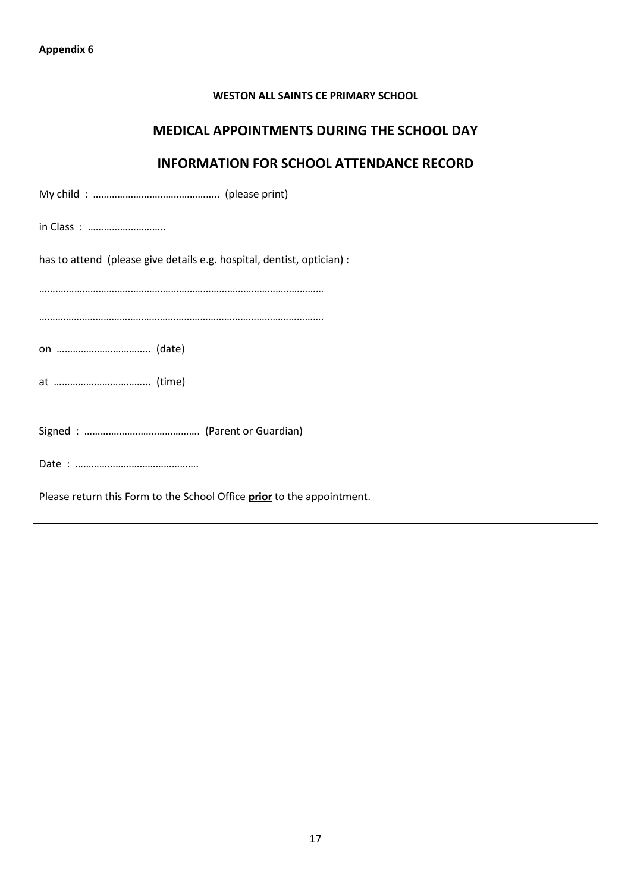**Appendix 6**

**WESTON ALL SAINTS CE PRIMARY SCHOOL**

## MEDICAL APPOINTMENTS DURING THE SCHOOL DAY

## INFORMATION FOR SCHOOL ATTENDANCE RECORD

My child : ……………………………………….. (please print)

in Class : ………………………..

has to attend (please give details e.g. hospital, dentist, optician) :

……………………………………………………………………………………………

……………………………………………………………………………………………

on …………………………….. (date)

at …………………………….... (time)

Signed : ……………………………………. (Parent or Guardian)

Date : ……………………………………….

Please return this Form to the School Office **prior** to the appointment.